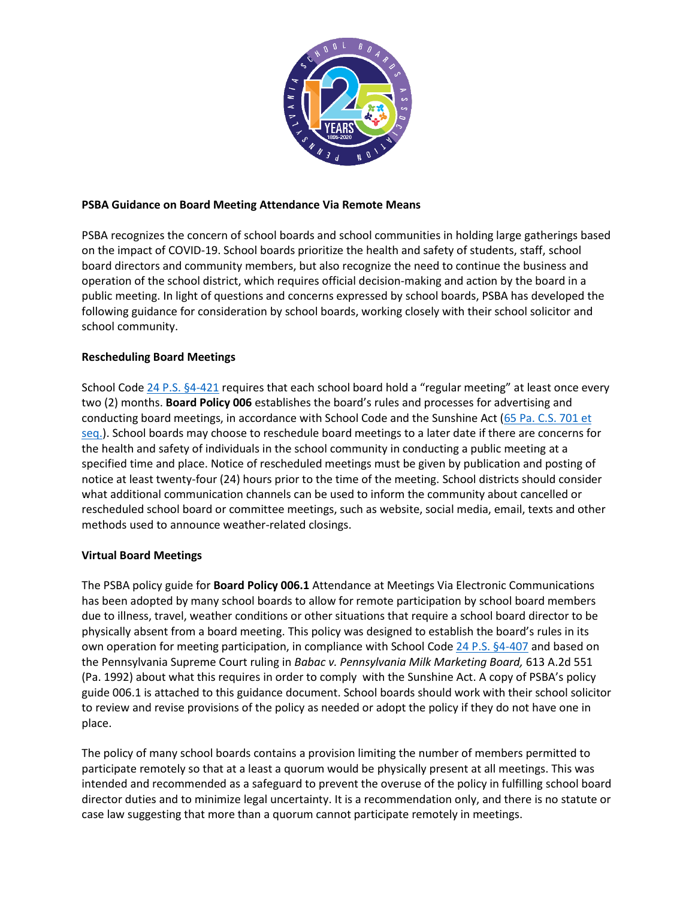**PSBA Guidance on Board Meeting Attendance Via Remote Means**

PSBA recognizes the concern of school boards and school communities in holding large gatherings based on the impact of COVID-19. School boards prioritize the health and safety of students, staff, school board directors and community members, but also recognize the need to continue the business and operation of the school district, which requires official decision-making and action by the board in a public meeting. In light of questions and concerns expressed by school boards, PSBA has developed the following guidance for consideration by school boards, working closely with their school solicitor and school community.

**Rescheduling Board Meetings**

School Code 24 P.S. §4-421 requires that each school board hold a "regular meeting" at least once every two (2) months. **Board Policy 006** establishes the board's rules and processes for advertising and conducting board meetings, in accordance with School Code and the Sunshine Act (65 Pa. C.S. 701 et seq.). School boards may choose to reschedule board meetings to a later date if there are concerns for the health and safety of individuals in the school community in conducting a public meeting at a specified time and place. Notice of rescheduled meetings must be given by publication and posting of notice at least twenty-four (24) hours prior to the time of the meeting. School districts should consider what additional communication channels can be used to inform the community about cancelled or rescheduled school board or committee meetings, such as website, social media, email, texts and other methods used to announce weather-related closings.

**Virtual Board Meetings**

The PSBA policy guide for **Board Policy 006.1** Attendance at Meetings Via Electronic Communications has been adopted by many school boards to allow for remote participation by school board members due to illness, travel, weather conditions or other situations that require a school board director to be physically absent from a board meeting. This policy was designed to establish the board's rules in its own operation for meeting participation, in compliance with School Code 24 P.S. §4-407 and based on the Pennsylvania Supreme Court ruling in *Babac v. Pennsylvania Milk Marketing Board,* 613 A.2d 551 (Pa. 1992) about what this requires in order to comply with the Sunshine Act. A copy of PSBA's policy guide 006.1 is attached to this guidance document. School boards should work with their school solicitor to review and revise provisions of the policy as needed or adopt the policy if they do not have one in place.

The policy of many school boards contains a provision limiting the number of members permitted to participate remotely so that at a least a quorum would be physically present at all meetings. This was intended and recommended as a safeguard to prevent the overuse of the policy in fulfilling school board director duties and to minimize legal uncertainty. It is a recommendation only, and there is no statute or case law suggesting that more than a quorum cannot participate remotely in meetings.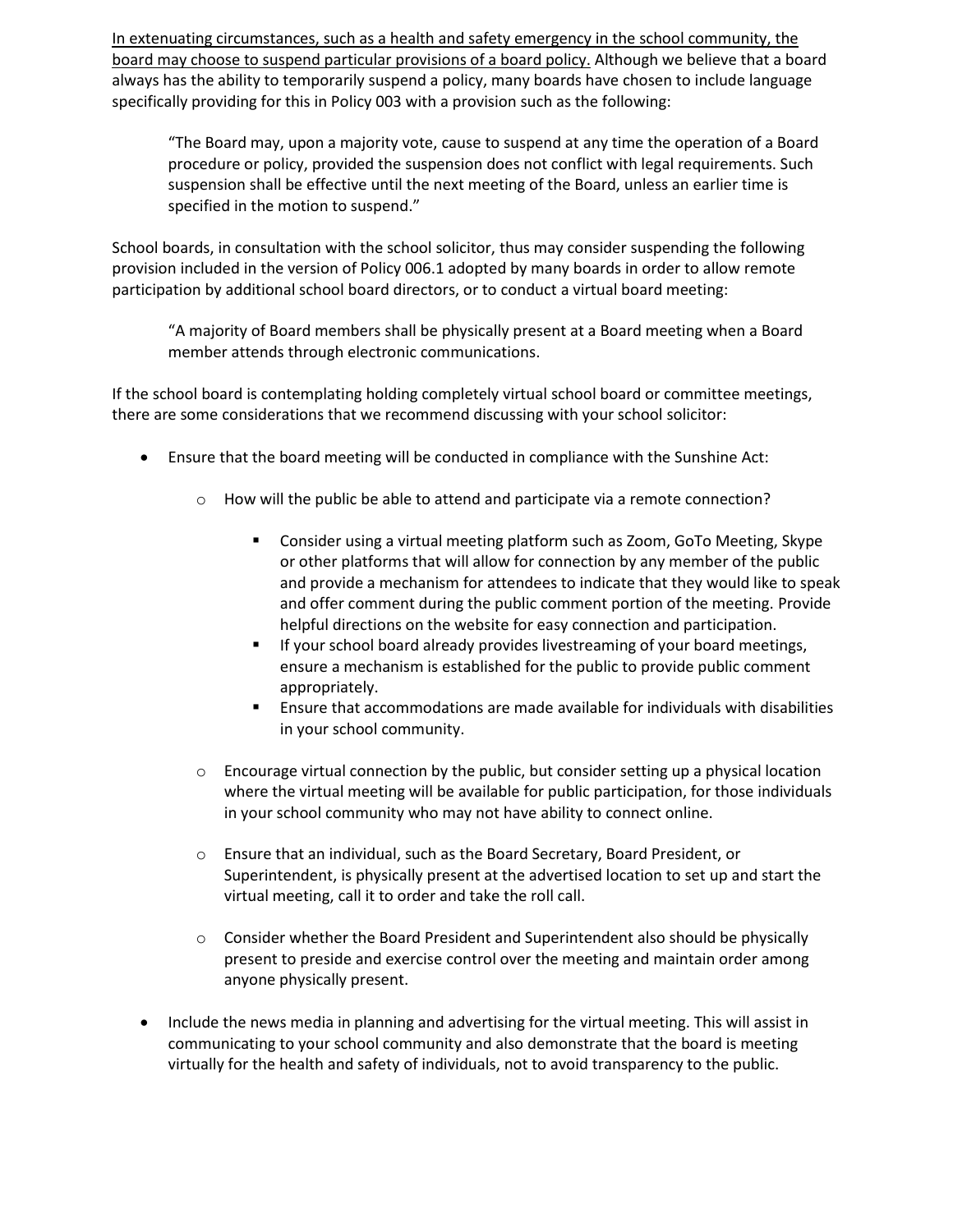<u>In extenuating circumstances, such as a health and safety emergency in the school community, the board may choose to suspend particular provisions of a board policy.</u> Although we believe that a board always has the ability to temporarily suspend a policy, many boards have chosen to include language specifically providing for this in Policy 003 with a provision such as the following:

> "The Board may, upon a majority vote, cause to suspend at any time the operation of a Board procedure or policy, provided the suspension does not conflict with legal requirements. Such suspension shall be effective until the next meeting of the Board, unless an earlier time is specified in the motion to suspend."

School boards, in consultation with the school solicitor, thus may consider suspending the following provision included in the version of Policy 006.1 adopted by many boards in order to allow remote participation by additional school board directors, or to conduct a virtual board meeting:

> "A majority of Board members shall be physically present at a Board meeting when a Board member attends through electronic communications.

If the school board is contemplating holding completely virtual school board or committee meetings, there are some considerations that we recommend discussing with your school solicitor:

- Ensure that the board meeting will be conducted in compliance with the Sunshine Act:
  - How will the public be able to attend and participate via a remote connection?
    - Consider using a virtual meeting platform such as Zoom, GoTo Meeting, Skype or other platforms that will allow for connection by any member of the public and provide a mechanism for attendees to indicate that they would like to speak and offer comment during the public comment portion of the meeting. Provide helpful directions on the website for easy connection and participation.
    - If your school board already provides livestreaming of your board meetings, ensure a mechanism is established for the public to provide public comment appropriately.
    - Ensure that accommodations are made available for individuals with disabilities in your school community.
  - Encourage virtual connection by the public, but consider setting up a physical location where the virtual meeting will be available for public participation, for those individuals in your school community who may not have ability to connect online.
  - Ensure that an individual, such as the Board Secretary, Board President, or Superintendent, is physically present at the advertised location to set up and start the virtual meeting, call it to order and take the roll call.
  - Consider whether the Board President and Superintendent also should be physically present to preside and exercise control over the meeting and maintain order among anyone physically present.
- Include the news media in planning and advertising for the virtual meeting. This will assist in communicating to your school community and also demonstrate that the board is meeting virtually for the health and safety of individuals, not to avoid transparency to the public.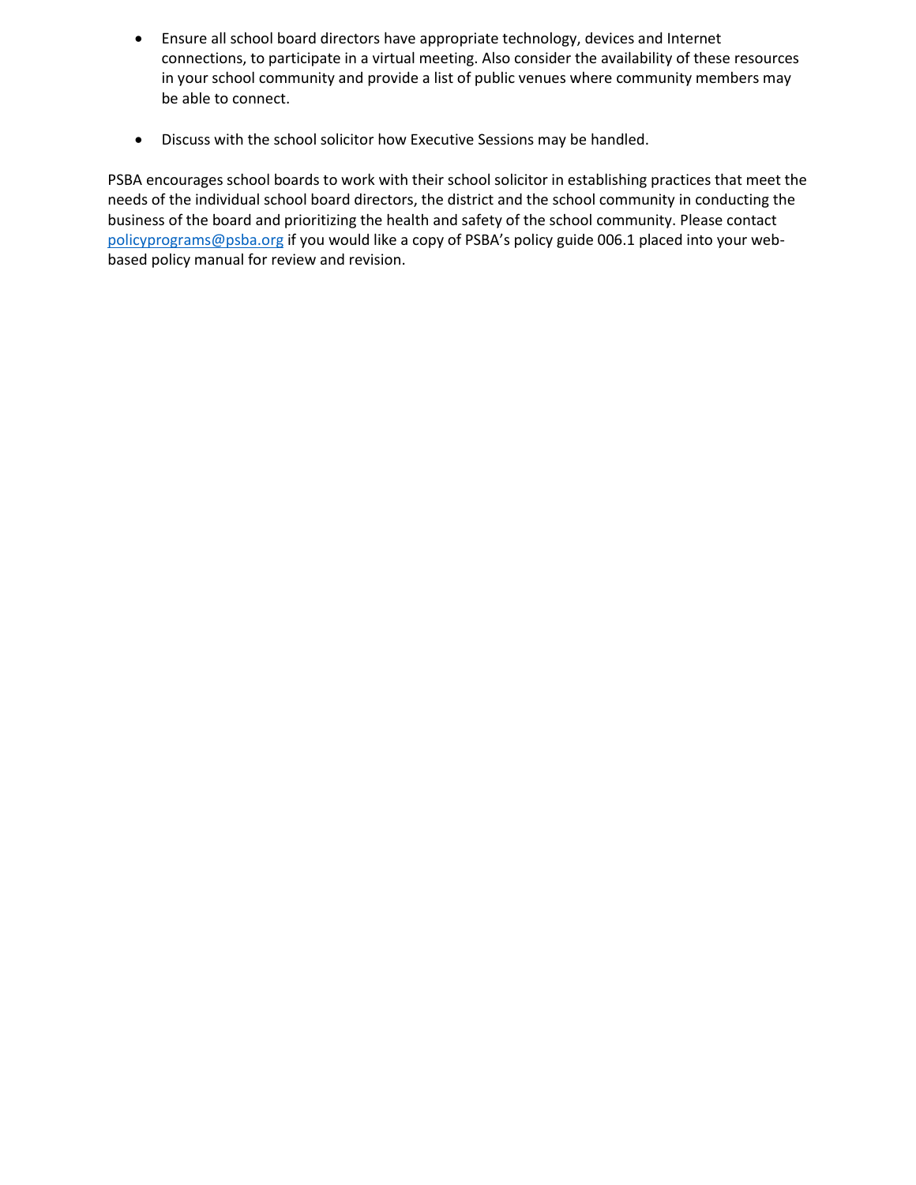- Ensure all school board directors have appropriate technology, devices and Internet connections, to participate in a virtual meeting. Also consider the availability of these resources in your school community and provide a list of public venues where community members may be able to connect.

- Discuss with the school solicitor how Executive Sessions may be handled.

PSBA encourages school boards to work with their school solicitor in establishing practices that meet the needs of the individual school board directors, the district and the school community in conducting the business of the board and prioritizing the health and safety of the school community. Please contact policyprograms@psba.org if you would like a copy of PSBA's policy guide 006.1 placed into your web-based policy manual for review and revision.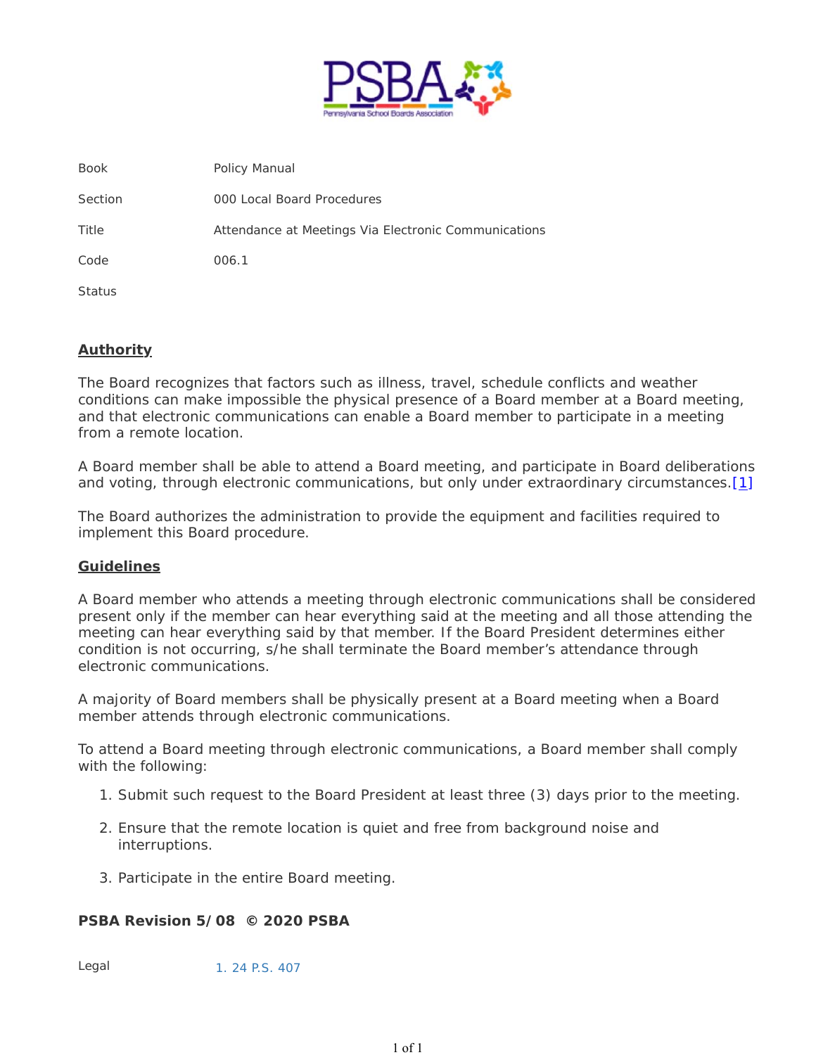| | |
|---|---|
| Book | Policy Manual |
| Section | 000 Local Board Procedures |
| Title | Attendance at Meetings Via Electronic Communications |
| Code | 006.1 |
| Status | |

## Authority

The Board recognizes that factors such as illness, travel, schedule conflicts and weather conditions can make impossible the physical presence of a Board member at a Board meeting, and that electronic communications can enable a Board member to participate in a meeting from a remote location.

A Board member shall be able to attend a Board meeting, and participate in Board deliberations and voting, through electronic communications, but only under extraordinary circumstances.[1]

The Board authorizes the administration to provide the equipment and facilities required to implement this Board procedure.

## Guidelines

A Board member who attends a meeting through electronic communications shall be considered present only if the member can hear everything said at the meeting and all those attending the meeting can hear everything said by that member. If the Board President determines either condition is not occurring, s/he shall terminate the Board member's attendance through electronic communications.

A majority of Board members shall be physically present at a Board meeting when a Board member attends through electronic communications.

To attend a Board meeting through electronic communications, a Board member shall comply with the following:

1. Submit such request to the Board President at least three (3) days prior to the meeting.
2. Ensure that the remote location is quiet and free from background noise and interruptions.
3. Participate in the entire Board meeting.

**PSBA Revision 5/08 © 2020 PSBA**

Legal 1. 24 P.S. 407